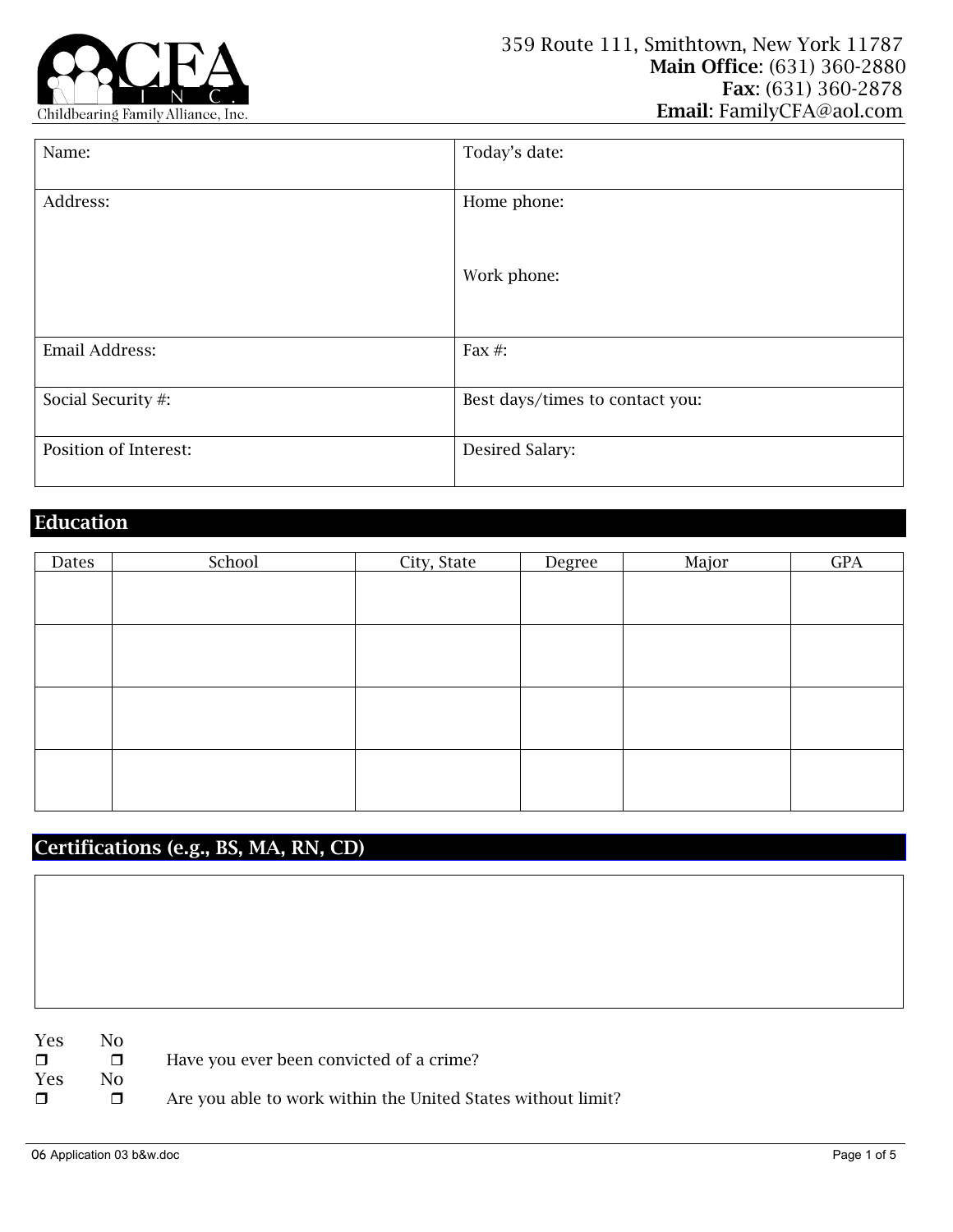CFA INC.
Childbearing Family Alliance, Inc.

359 Route 111, Smithtown, New York 11787
**Main Office**: (631) 360-2880
**Fax**: (631) 360-2878
**Email**: FamilyCFA@aol.com

| Name: | Today's date: |
|---|---|
| Address: | Home phone:<br><br>Work phone: |
| Email Address: | Fax #: |
| Social Security #: | Best days/times to contact you: |
| Position of Interest: | Desired Salary: |

## Education

| Dates | School | City, State | Degree | Major | GPA |
|---|---|---|---|---|---|
| | | | | | |
| | | | | | |
| | | | | | |
| | | | | | |

## Certifications (e.g., BS, MA, RN, CD)

| |
|---|
| |

| Yes | No | |
|---|---|---|
| ❐ | ❐ | Have you ever been convicted of a crime? |
| ❐ | ❐ | Are you able to work within the United States without limit? |

06 Application 03 b&w.doc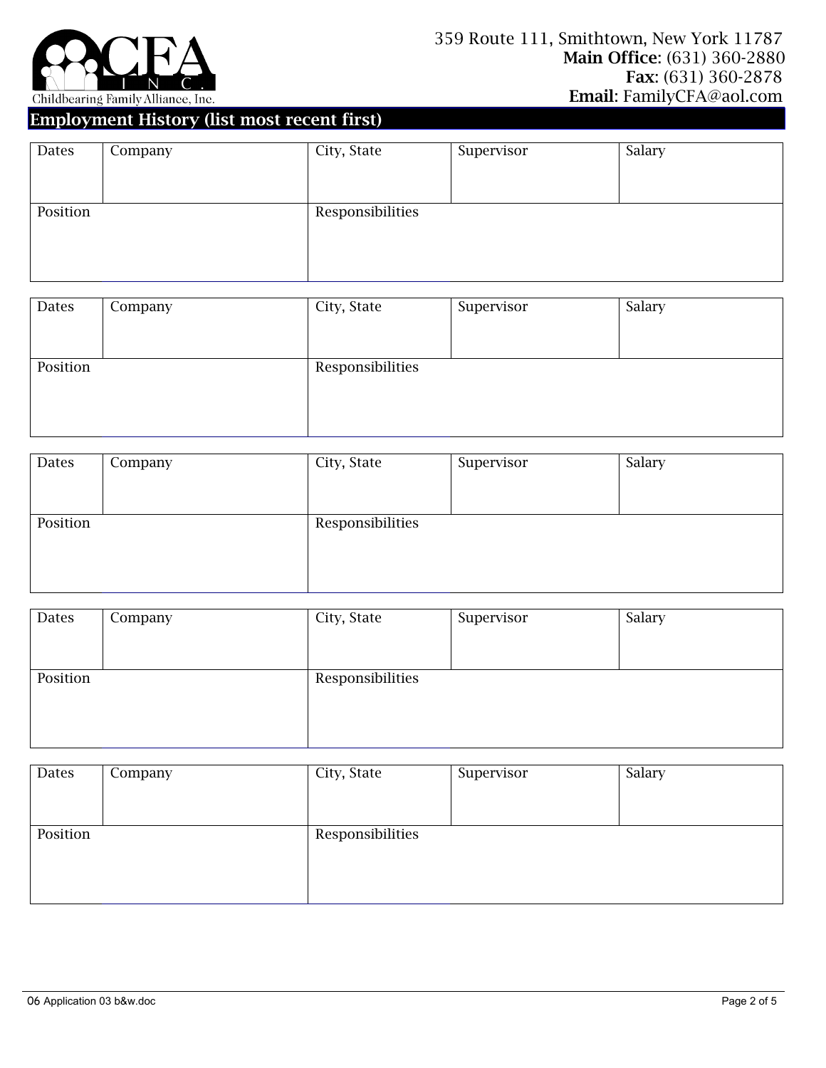Childbearing Family Alliance, Inc.

359 Route 111, Smithtown, New York 11787
**Main Office**: (631) 360-2880
**Fax**: (631) 360-2878
**Email**: FamilyCFA@aol.com

## Employment History (list most recent first)

| Dates | Company | City, State | Supervisor | Salary |
|---|---|---|---|---|
| | | | | |

| Position | Responsibilities |
|---|---|
| | |

| Dates | Company | City, State | Supervisor | Salary |
|---|---|---|---|---|
| | | | | |

| Position | Responsibilities |
|---|---|
| | |

| Dates | Company | City, State | Supervisor | Salary |
|---|---|---|---|---|
| | | | | |

| Position | Responsibilities |
|---|---|
| | |

| Dates | Company | City, State | Supervisor | Salary |
|---|---|---|---|---|
| | | | | |

| Position | Responsibilities |
|---|---|
| | |

| Dates | Company | City, State | Supervisor | Salary |
|---|---|---|---|---|
| | | | | |

| Position | Responsibilities |
|---|---|
| | |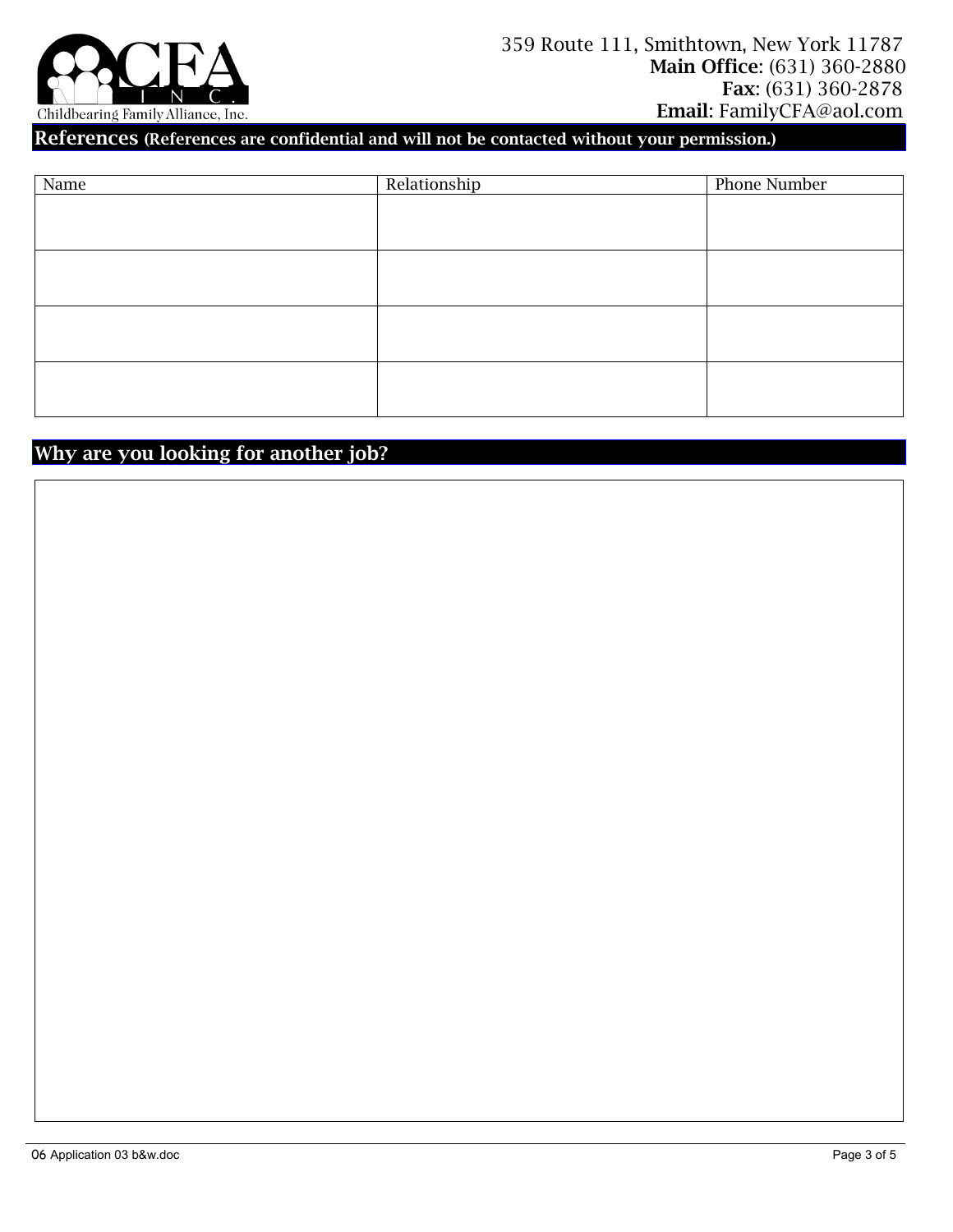Childbearing Family Alliance, Inc.

359 Route 111, Smithtown, New York 11787
**Main Office**: (631) 360-2880
**Fax**: (631) 360-2878
**Email**: FamilyCFA@aol.com

## References (References are confidential and will not be contacted without your permission.)

| Name | Relationship | Phone Number |
|---|---|---|
| | | |
| | | |
| | | |
| | | |

## Why are you looking for another job?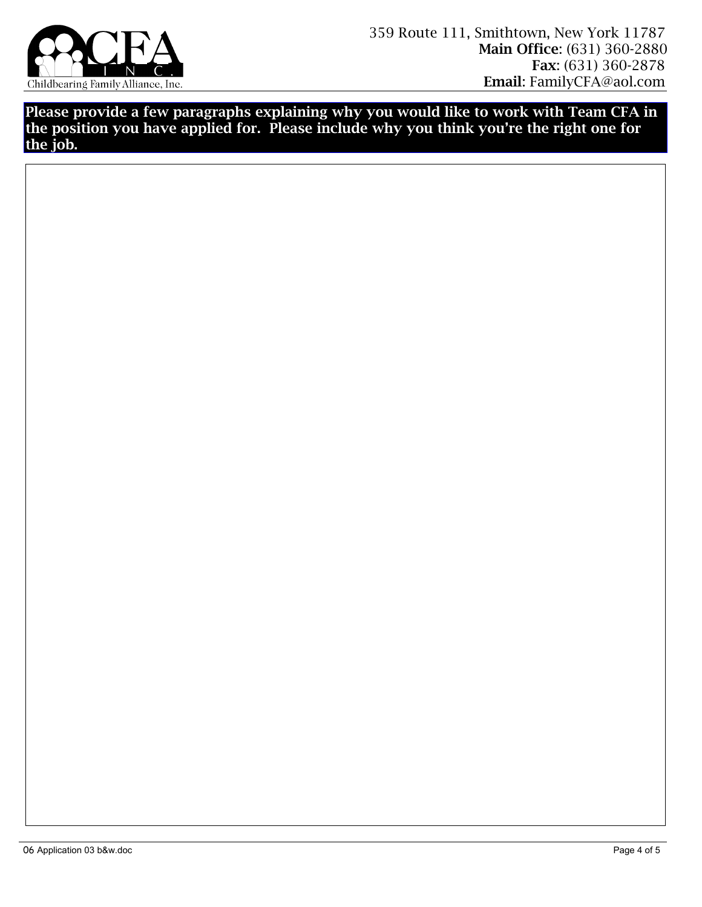Childbearing Family Alliance, Inc.

359 Route 111, Smithtown, New York 11787
**Main Office**: (631) 360-2880
**Fax**: (631) 360-2878
**Email**: FamilyCFA@aol.com

**Please provide a few paragraphs explaining why you would like to work with Team CFA in the position you have applied for. Please include why you think you're the right one for the job.**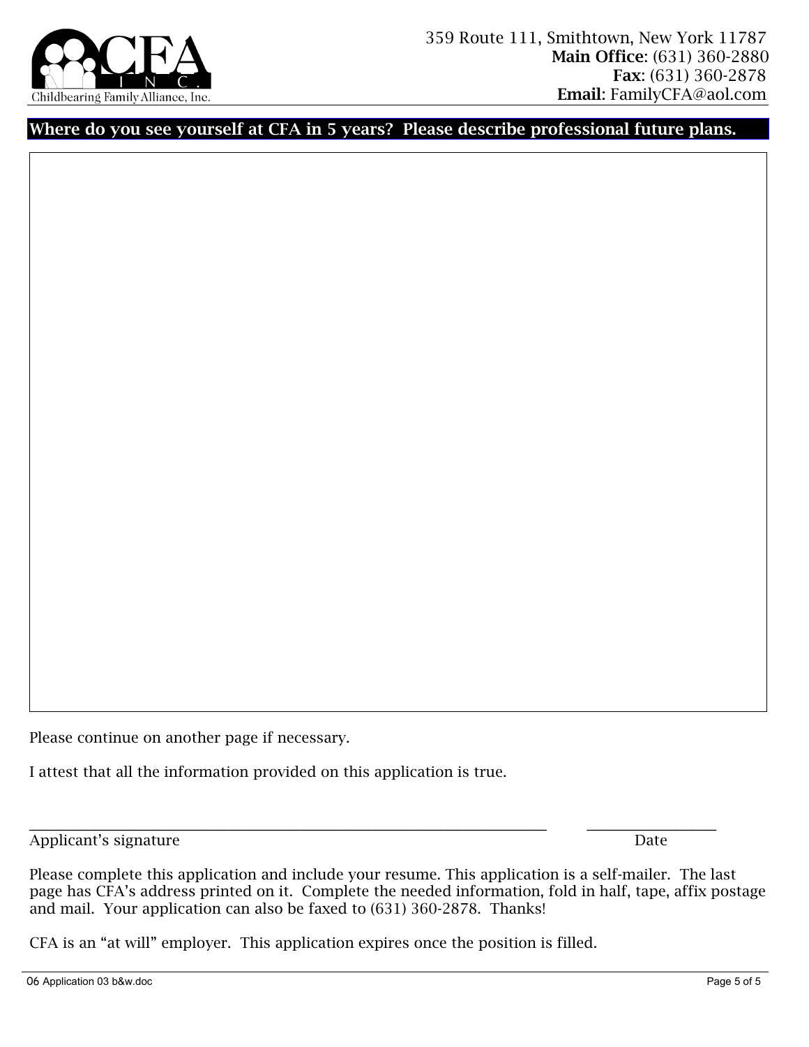Childbearing Family Alliance, Inc.

359 Route 111, Smithtown, New York 11787
**Main Office**: (631) 360-2880
**Fax**: (631) 360-2878
**Email**: FamilyCFA@aol.com

## Where do you see yourself at CFA in 5 years? Please describe professional future plans.

Please continue on another page if necessary.

I attest that all the information provided on this application is true.

_______________________________________________ ______________

Applicant's signature Date

Please complete this application and include your resume. This application is a self-mailer. The last page has CFA's address printed on it. Complete the needed information, fold in half, tape, affix postage and mail. Your application can also be faxed to (631) 360-2878. Thanks!

CFA is an "at will" employer. This application expires once the position is filled.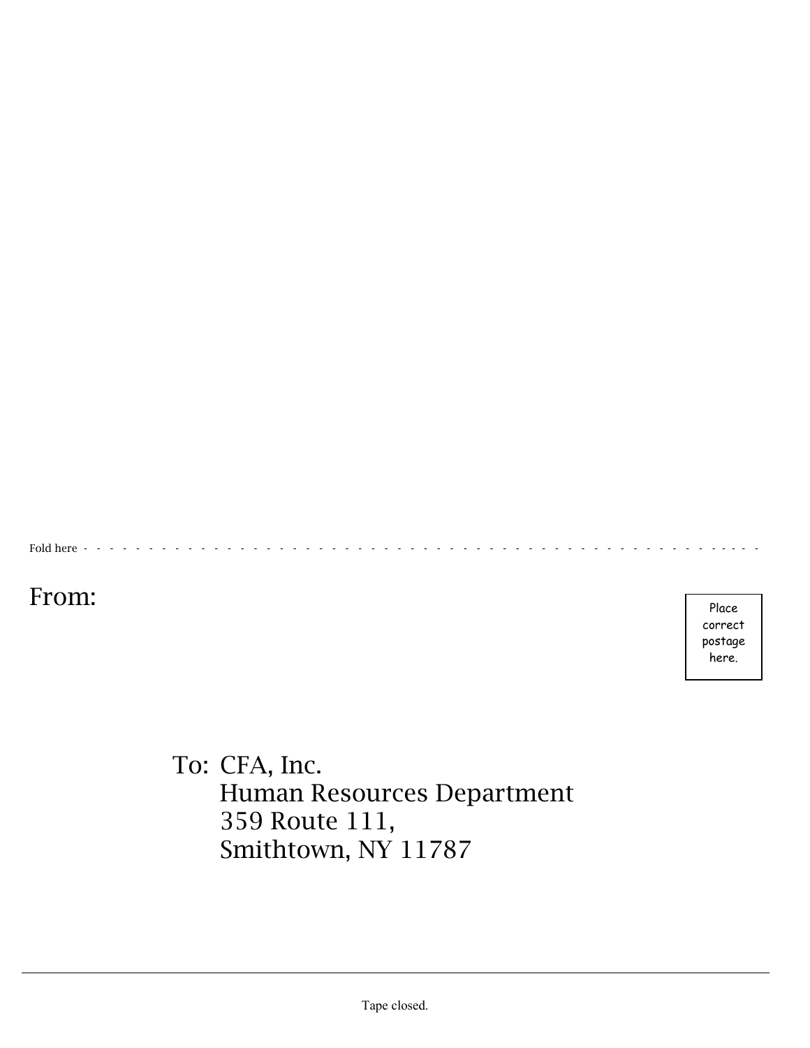Fold here - - - - - - - - - - - - - - - - - - - - - - - - - - - - - - - - - - - - - - - - - - - - - - - - - - - - - - - - - - - - - - - -

From:

Place correct postage here.

To: CFA, Inc.
Human Resources Department
359 Route 111,
Smithtown, NY 11787

---

Tape closed.